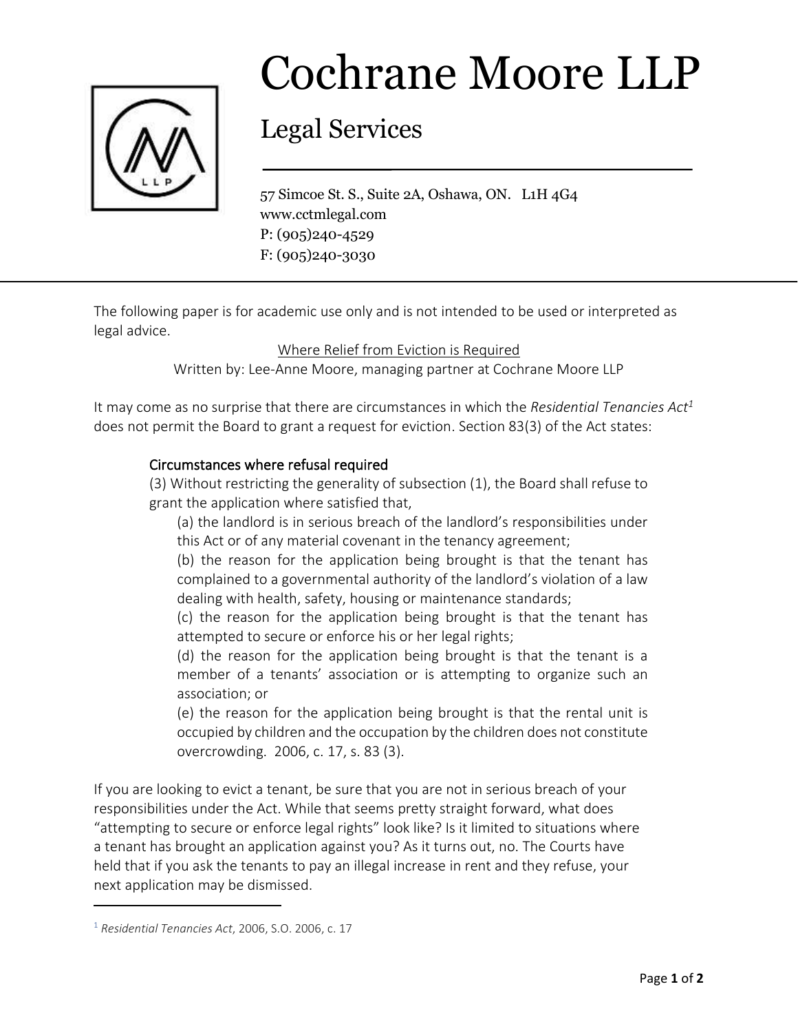# Cochrane Moore LLP

## Legal Services

57 Simcoe St. S., Suite 2A, Oshawa, ON. L1H 4G4
www.cctmlegal.com
P: (905)240-4529
F: (905)240-3030

The following paper is for academic use only and is not intended to be used or interpreted as legal advice.

Where Relief from Eviction is Required

Written by: Lee-Anne Moore, managing partner at Cochrane Moore LLP

It may come as no surprise that there are circumstances in which the *Residential Tenancies Act*[1] does not permit the Board to grant a request for eviction. Section 83(3) of the Act states:

> Circumstances where refusal required
>
> (3) Without restricting the generality of subsection (1), the Board shall refuse to grant the application where satisfied that,
>
> (a) the landlord is in serious breach of the landlord's responsibilities under this Act or of any material covenant in the tenancy agreement;
>
> (b) the reason for the application being brought is that the tenant has complained to a governmental authority of the landlord's violation of a law dealing with health, safety, housing or maintenance standards;
>
> (c) the reason for the application being brought is that the tenant has attempted to secure or enforce his or her legal rights;
>
> (d) the reason for the application being brought is that the tenant is a member of a tenants' association or is attempting to organize such an association; or
>
> (e) the reason for the application being brought is that the rental unit is occupied by children and the occupation by the children does not constitute overcrowding. 2006, c. 17, s. 83 (3).

If you are looking to evict a tenant, be sure that you are not in serious breach of your responsibilities under the Act. While that seems pretty straight forward, what does "attempting to secure or enforce legal rights" look like? Is it limited to situations where a tenant has brought an application against you? As it turns out, no. The Courts have held that if you ask the tenants to pay an illegal increase in rent and they refuse, your next application may be dismissed.

---

[1] *Residential Tenancies Act*, 2006, S.O. 2006, c. 17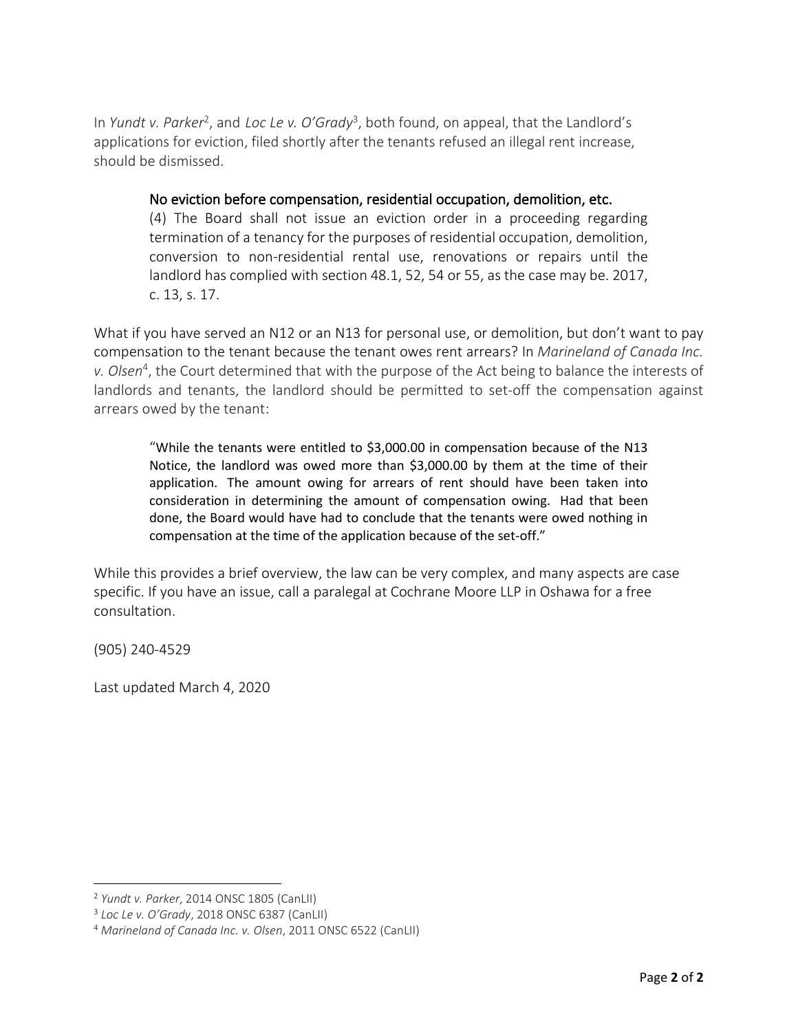In *Yundt v. Parker*[2], and *Loc Le v. O'Grady*[3], both found, on appeal, that the Landlord's applications for eviction, filed shortly after the tenants refused an illegal rent increase, should be dismissed.

> **No eviction before compensation, residential occupation, demolition, etc.**
>
> (4) The Board shall not issue an eviction order in a proceeding regarding termination of a tenancy for the purposes of residential occupation, demolition, conversion to non-residential rental use, renovations or repairs until the landlord has complied with section 48.1, 52, 54 or 55, as the case may be. 2017, c. 13, s. 17.

What if you have served an N12 or an N13 for personal use, or demolition, but don't want to pay compensation to the tenant because the tenant owes rent arrears? In *Marineland of Canada Inc. v. Olsen*[4], the Court determined that with the purpose of the Act being to balance the interests of landlords and tenants, the landlord should be permitted to set-off the compensation against arrears owed by the tenant:

> "While the tenants were entitled to $3,000.00 in compensation because of the N13 Notice, the landlord was owed more than $3,000.00 by them at the time of their application. The amount owing for arrears of rent should have been taken into consideration in determining the amount of compensation owing. Had that been done, the Board would have had to conclude that the tenants were owed nothing in compensation at the time of the application because of the set-off."

While this provides a brief overview, the law can be very complex, and many aspects are case specific. If you have an issue, call a paralegal at Cochrane Moore LLP in Oshawa for a free consultation.

(905) 240-4529

Last updated March 4, 2020

---

[2] *Yundt v. Parker*, 2014 ONSC 1805 (CanLII)

[3] *Loc Le v. O'Grady*, 2018 ONSC 6387 (CanLII)

[4] *Marineland of Canada Inc. v. Olsen*, 2011 ONSC 6522 (CanLII)